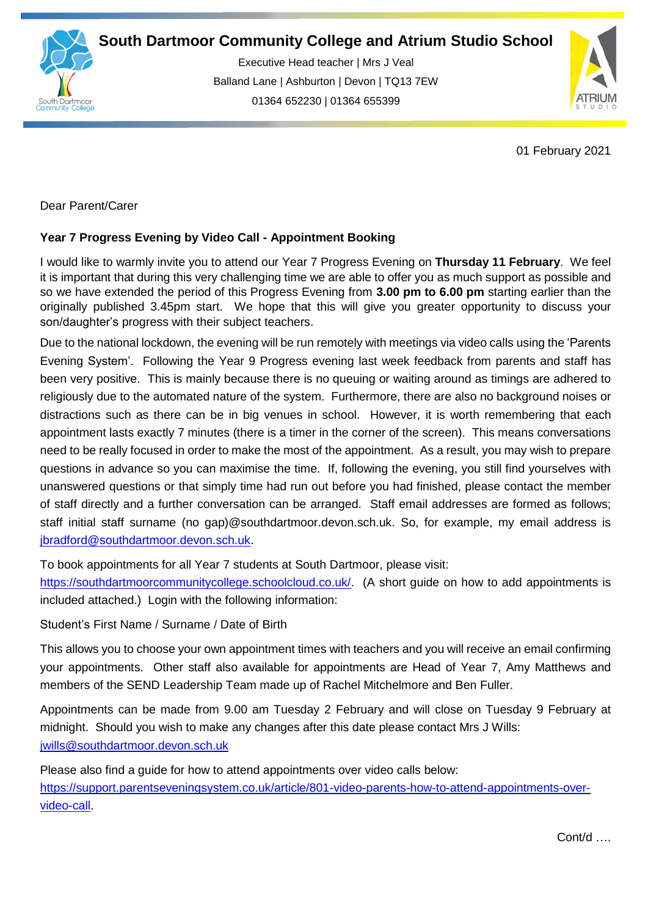# South Dartmoor Community College and Atrium Studio School

Executive Head teacher | Mrs J Veal
Balland Lane | Ashburton | Devon | TQ13 7EW
01364 652230 | 01364 655399

01 February 2021

Dear Parent/Carer

**Year 7 Progress Evening by Video Call - Appointment Booking**

I would like to warmly invite you to attend our Year 7 Progress Evening on **Thursday 11 February**. We feel it is important that during this very challenging time we are able to offer you as much support as possible and so we have extended the period of this Progress Evening from **3.00 pm to 6.00 pm** starting earlier than the originally published 3.45pm start. We hope that this will give you greater opportunity to discuss your son/daughter's progress with their subject teachers.

Due to the national lockdown, the evening will be run remotely with meetings via video calls using the 'Parents Evening System'. Following the Year 9 Progress evening last week feedback from parents and staff has been very positive. This is mainly because there is no queuing or waiting around as timings are adhered to religiously due to the automated nature of the system. Furthermore, there are also no background noises or distractions such as there can be in big venues in school. However, it is worth remembering that each appointment lasts exactly 7 minutes (there is a timer in the corner of the screen). This means conversations need to be really focused in order to make the most of the appointment. As a result, you may wish to prepare questions in advance so you can maximise the time. If, following the evening, you still find yourselves with unanswered questions or that simply time had run out before you had finished, please contact the member of staff directly and a further conversation can be arranged. Staff email addresses are formed as follows; staff initial staff surname (no gap)@southdartmoor.devon.sch.uk. So, for example, my email address is jbradford@southdartmoor.devon.sch.uk.

To book appointments for all Year 7 students at South Dartmoor, please visit:
https://southdartmoorcommunitycollege.schoolcloud.co.uk/. (A short guide on how to add appointments is included attached.) Login with the following information:

Student's First Name / Surname / Date of Birth

This allows you to choose your own appointment times with teachers and you will receive an email confirming your appointments. Other staff also available for appointments are Head of Year 7, Amy Matthews and members of the SEND Leadership Team made up of Rachel Mitchelmore and Ben Fuller.

Appointments can be made from 9.00 am Tuesday 2 February and will close on Tuesday 9 February at midnight. Should you wish to make any changes after this date please contact Mrs J Wills:
jwills@southdartmoor.devon.sch.uk

Please also find a guide for how to attend appointments over video calls below:
https://support.parentseveningsystem.co.uk/article/801-video-parents-how-to-attend-appointments-over-video-call.

Cont/d ….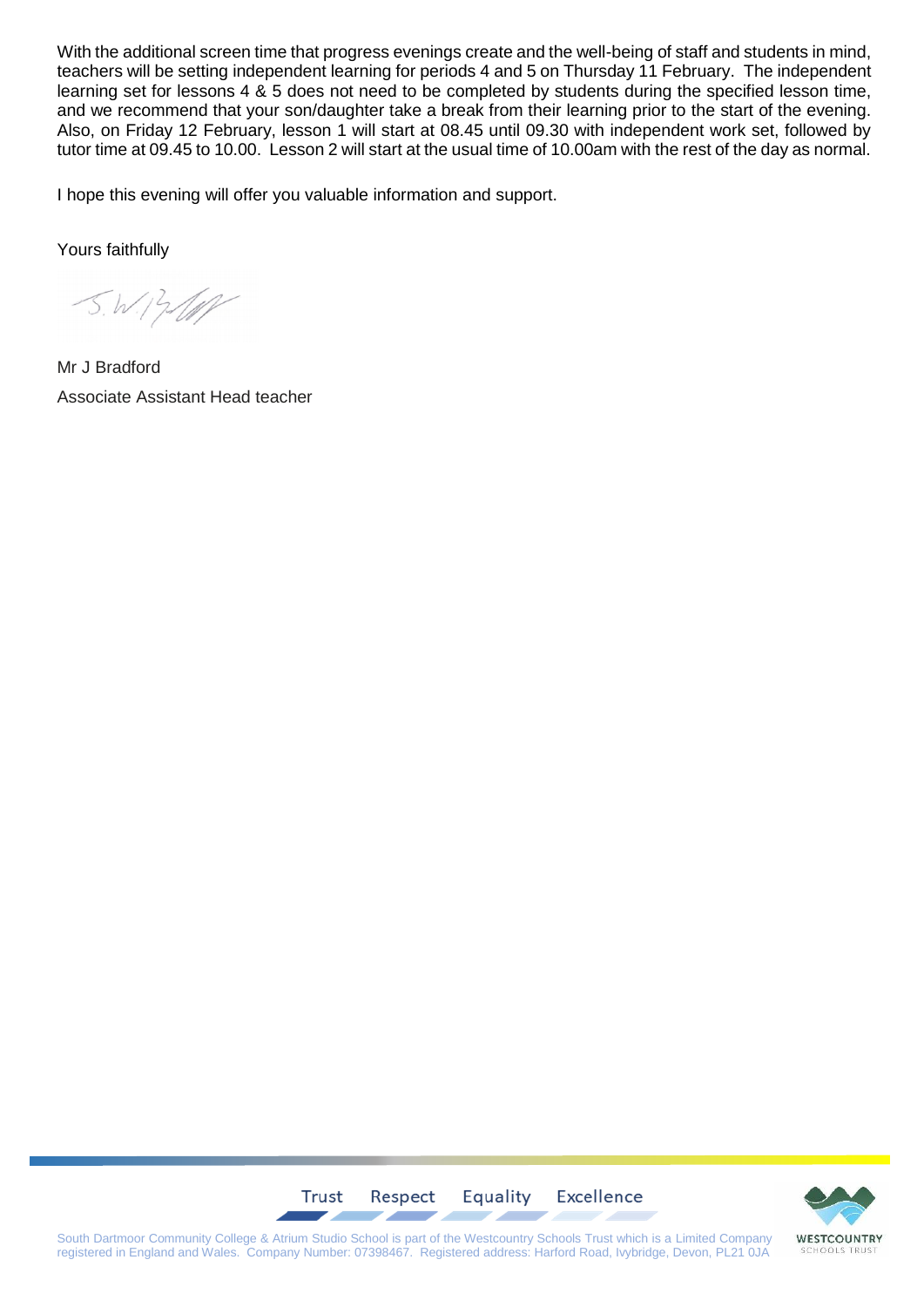With the additional screen time that progress evenings create and the well-being of staff and students in mind, teachers will be setting independent learning for periods 4 and 5 on Thursday 11 February. The independent learning set for lessons 4 & 5 does not need to be completed by students during the specified lesson time, and we recommend that your son/daughter take a break from their learning prior to the start of the evening. Also, on Friday 12 February, lesson 1 will start at 08.45 until 09.30 with independent work set, followed by tutor time at 09.45 to 10.00. Lesson 2 will start at the usual time of 10.00am with the rest of the day as normal.

I hope this evening will offer you valuable information and support.

Yours faithfully

Mr J Bradford
Associate Assistant Head teacher

Trust Respect Equality Excellence

South Dartmoor Community College & Atrium Studio School is part of the Westcountry Schools Trust which is a Limited Company registered in England and Wales. Company Number: 07398467. Registered address: Harford Road, Ivybridge, Devon, PL21 0JA

WESTCOUNTRY SCHOOLS TRUST